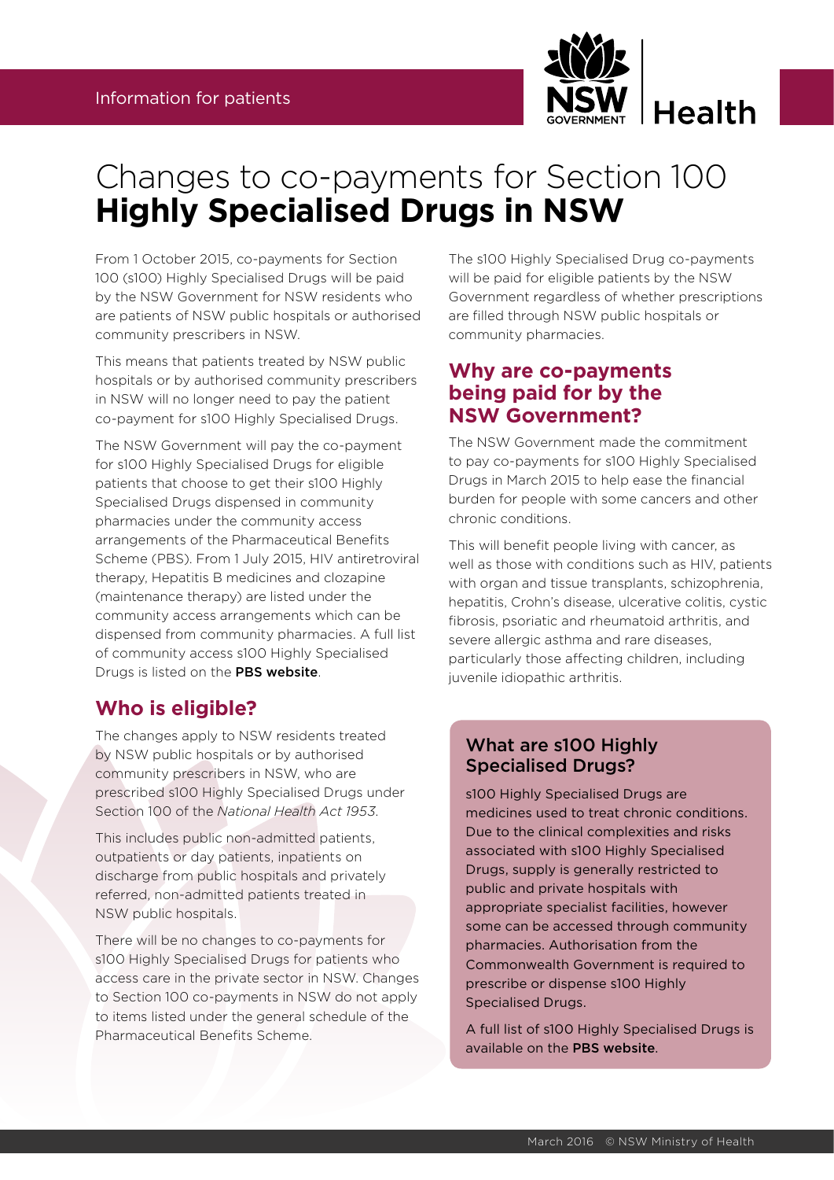Information for patients

# Changes to co-payments for Section 100 **Highly Specialised Drugs in NSW**

From 1 October 2015, co-payments for Section 100 (s100) Highly Specialised Drugs will be paid by the NSW Government for NSW residents who are patients of NSW public hospitals or authorised community prescribers in NSW.

This means that patients treated by NSW public hospitals or by authorised community prescribers in NSW will no longer need to pay the patient co-payment for s100 Highly Specialised Drugs.

The NSW Government will pay the co-payment for s100 Highly Specialised Drugs for eligible patients that choose to get their s100 Highly Specialised Drugs dispensed in community pharmacies under the community access arrangements of the Pharmaceutical Benefits Scheme (PBS). From 1 July 2015, HIV antiretroviral therapy, Hepatitis B medicines and clozapine (maintenance therapy) are listed under the community access arrangements which can be dispensed from community pharmacies. A full list of community access s100 Highly Specialised Drugs is listed on the **PBS website**.

## Who is eligible?

The changes apply to NSW residents treated by NSW public hospitals or by authorised community prescribers in NSW, who are prescribed s100 Highly Specialised Drugs under Section 100 of the *National Health Act 1953*.

This includes public non-admitted patients, outpatients or day patients, inpatients on discharge from public hospitals and privately referred, non-admitted patients treated in NSW public hospitals.

There will be no changes to co-payments for s100 Highly Specialised Drugs for patients who access care in the private sector in NSW. Changes to Section 100 co-payments in NSW do not apply to items listed under the general schedule of the Pharmaceutical Benefits Scheme.

The s100 Highly Specialised Drug co-payments will be paid for eligible patients by the NSW Government regardless of whether prescriptions are filled through NSW public hospitals or community pharmacies.

## Why are co-payments being paid for by the NSW Government?

The NSW Government made the commitment to pay co-payments for s100 Highly Specialised Drugs in March 2015 to help ease the financial burden for people with some cancers and other chronic conditions.

This will benefit people living with cancer, as well as those with conditions such as HIV, patients with organ and tissue transplants, schizophrenia, hepatitis, Crohn's disease, ulcerative colitis, cystic fibrosis, psoriatic and rheumatoid arthritis, and severe allergic asthma and rare diseases, particularly those affecting children, including juvenile idiopathic arthritis.

### What are s100 Highly Specialised Drugs?

s100 Highly Specialised Drugs are medicines used to treat chronic conditions. Due to the clinical complexities and risks associated with s100 Highly Specialised Drugs, supply is generally restricted to public and private hospitals with appropriate specialist facilities, however some can be accessed through community pharmacies. Authorisation from the Commonwealth Government is required to prescribe or dispense s100 Highly Specialised Drugs.

A full list of s100 Highly Specialised Drugs is available on the **PBS website**.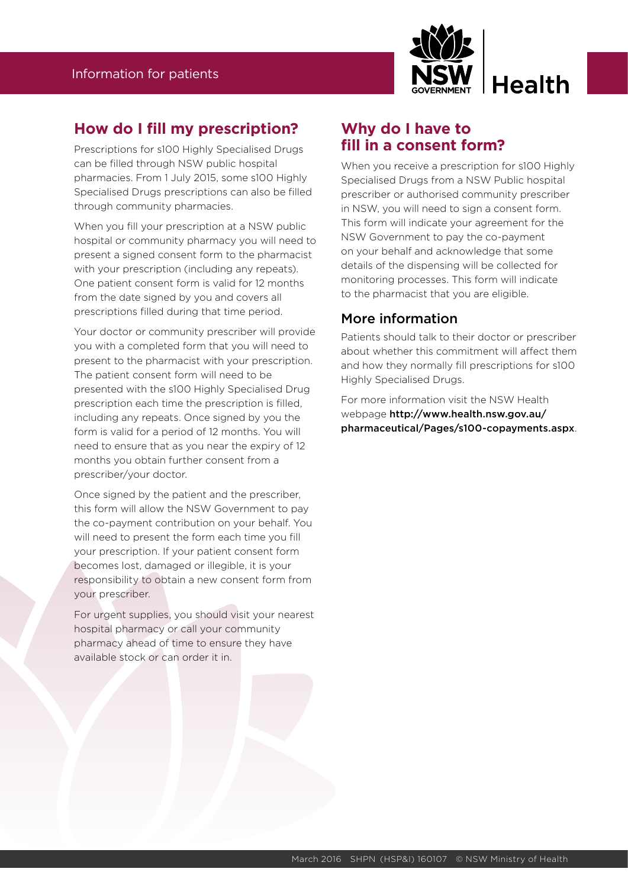## How do I fill my prescription?

Prescriptions for s100 Highly Specialised Drugs can be filled through NSW public hospital pharmacies. From 1 July 2015, some s100 Highly Specialised Drugs prescriptions can also be filled through community pharmacies.

When you fill your prescription at a NSW public hospital or community pharmacy you will need to present a signed consent form to the pharmacist with your prescription (including any repeats). One patient consent form is valid for 12 months from the date signed by you and covers all prescriptions filled during that time period.

Your doctor or community prescriber will provide you with a completed form that you will need to present to the pharmacist with your prescription. The patient consent form will need to be presented with the s100 Highly Specialised Drug prescription each time the prescription is filled, including any repeats. Once signed by you the form is valid for a period of 12 months. You will need to ensure that as you near the expiry of 12 months you obtain further consent from a prescriber/your doctor.

Once signed by the patient and the prescriber, this form will allow the NSW Government to pay the co-payment contribution on your behalf. You will need to present the form each time you fill your prescription. If your patient consent form becomes lost, damaged or illegible, it is your responsibility to obtain a new consent form from your prescriber.

For urgent supplies, you should visit your nearest hospital pharmacy or call your community pharmacy ahead of time to ensure they have available stock or can order it in.

## Why do I have to fill in a consent form?

When you receive a prescription for s100 Highly Specialised Drugs from a NSW Public hospital prescriber or authorised community prescriber in NSW, you will need to sign a consent form. This form will indicate your agreement for the NSW Government to pay the co-payment on your behalf and acknowledge that some details of the dispensing will be collected for monitoring processes. This form will indicate to the pharmacist that you are eligible.

### More information

Patients should talk to their doctor or prescriber about whether this commitment will affect them and how they normally fill prescriptions for s100 Highly Specialised Drugs.

For more information visit the NSW Health webpage **http://www.health.nsw.gov.au/pharmaceutical/Pages/s100-copayments.aspx**.

March 2016 SHPN (HSP&I) 160107 © NSW Ministry of Health